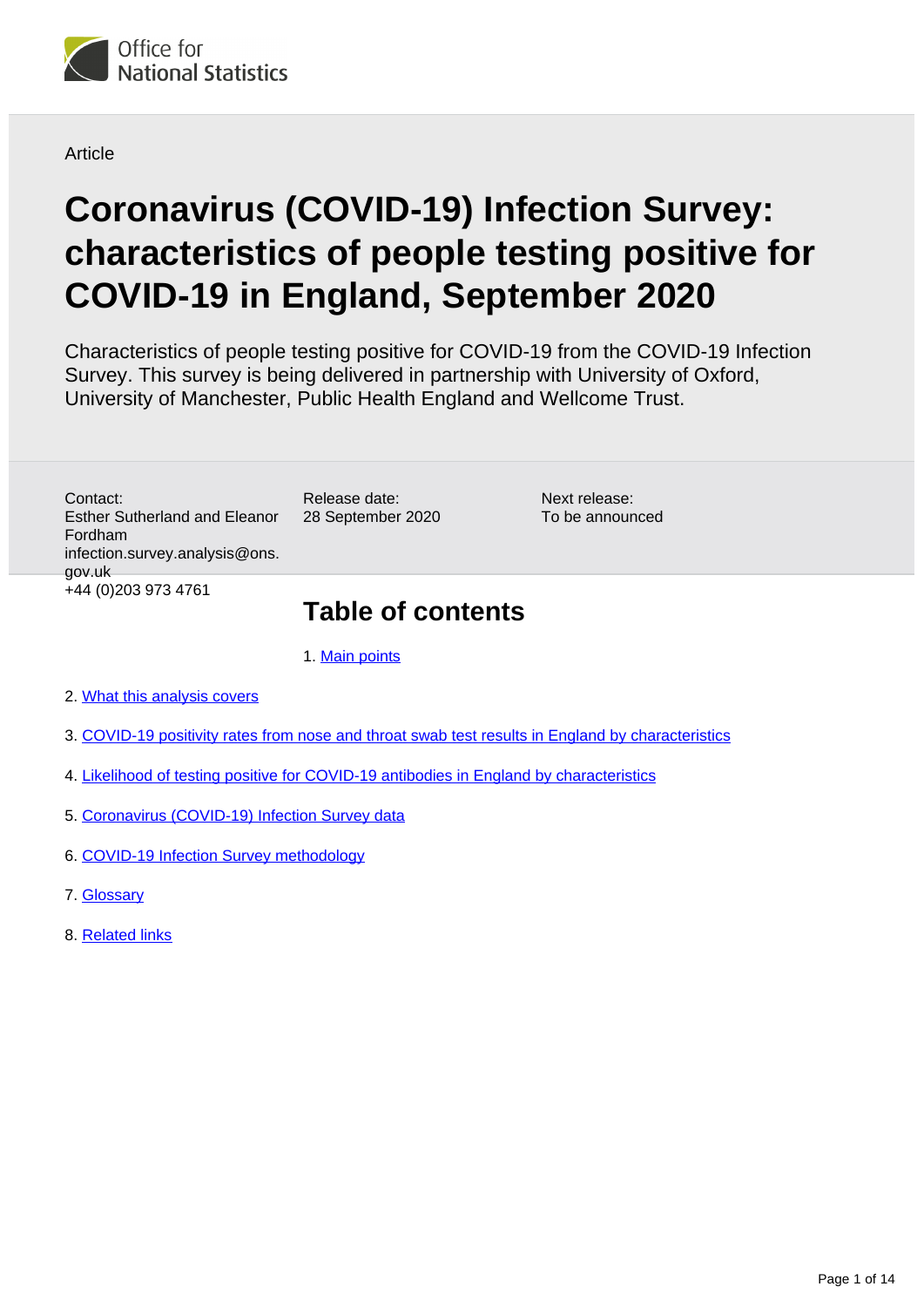Article

# Coronavirus (COVID-19) Infection Survey: characteristics of people testing positive for COVID-19 in England, September 2020

Characteristics of people testing positive for COVID-19 from the COVID-19 Infection Survey. This survey is being delivered in partnership with University of Oxford, University of Manchester, Public Health England and Wellcome Trust.

Contact:
Esther Sutherland and Eleanor Fordham
infection.survey.analysis@ons.gov.uk
+44 (0)203 973 4761

Release date:
28 September 2020

Next release:
To be announced

## Table of contents

1. Main points
2. What this analysis covers
3. COVID-19 positivity rates from nose and throat swab test results in England by characteristics
4. Likelihood of testing positive for COVID-19 antibodies in England by characteristics
5. Coronavirus (COVID-19) Infection Survey data
6. COVID-19 Infection Survey methodology
7. Glossary
8. Related links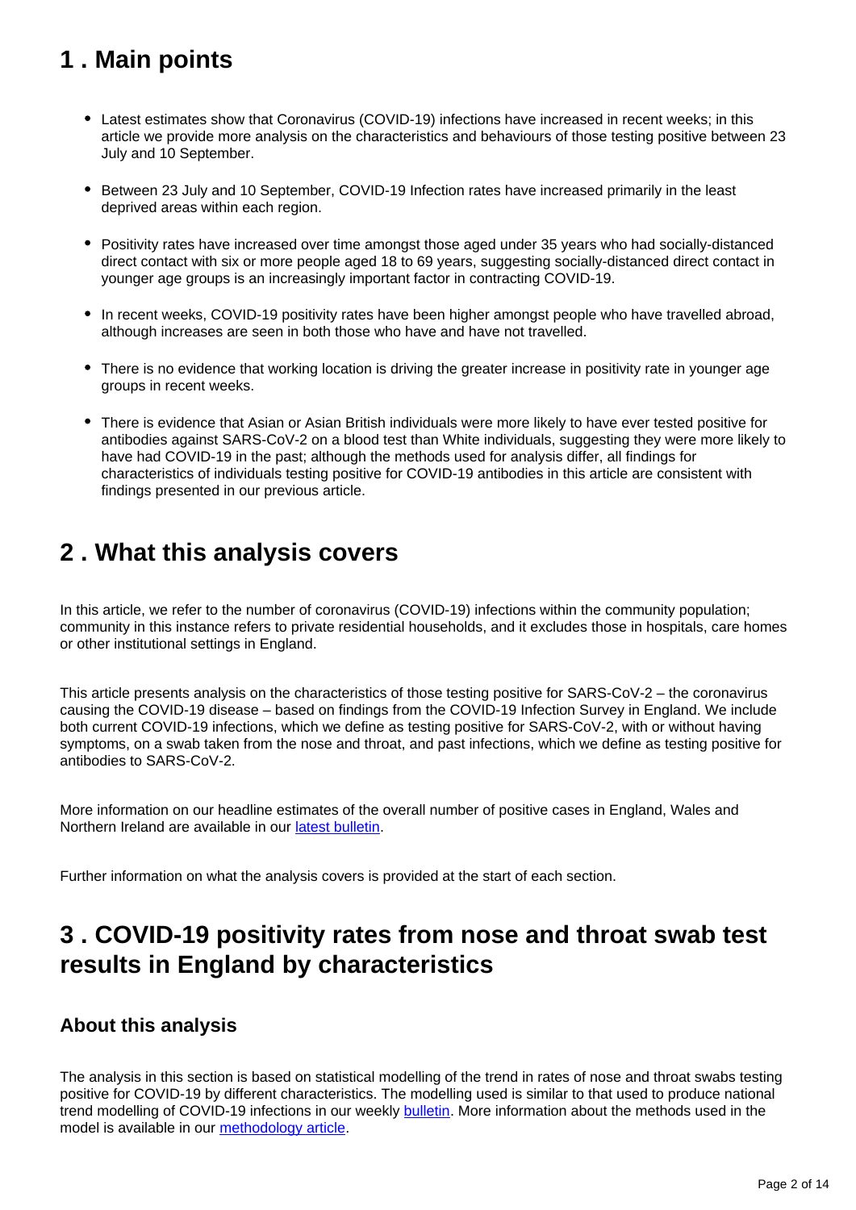## 1 . Main points

- Latest estimates show that Coronavirus (COVID-19) infections have increased in recent weeks; in this article we provide more analysis on the characteristics and behaviours of those testing positive between 23 July and 10 September.
- Between 23 July and 10 September, COVID-19 Infection rates have increased primarily in the least deprived areas within each region.
- Positivity rates have increased over time amongst those aged under 35 years who had socially-distanced direct contact with six or more people aged 18 to 69 years, suggesting socially-distanced direct contact in younger age groups is an increasingly important factor in contracting COVID-19.
- In recent weeks, COVID-19 positivity rates have been higher amongst people who have travelled abroad, although increases are seen in both those who have and have not travelled.
- There is no evidence that working location is driving the greater increase in positivity rate in younger age groups in recent weeks.
- There is evidence that Asian or Asian British individuals were more likely to have ever tested positive for antibodies against SARS-CoV-2 on a blood test than White individuals, suggesting they were more likely to have had COVID-19 in the past; although the methods used for analysis differ, all findings for characteristics of individuals testing positive for COVID-19 antibodies in this article are consistent with findings presented in our previous article.

## 2 . What this analysis covers

In this article, we refer to the number of coronavirus (COVID-19) infections within the community population; community in this instance refers to private residential households, and it excludes those in hospitals, care homes or other institutional settings in England.

This article presents analysis on the characteristics of those testing positive for SARS-CoV-2 – the coronavirus causing the COVID-19 disease – based on findings from the COVID-19 Infection Survey in England. We include both current COVID-19 infections, which we define as testing positive for SARS-CoV-2, with or without having symptoms, on a swab taken from the nose and throat, and past infections, which we define as testing positive for antibodies to SARS-CoV-2.

More information on our headline estimates of the overall number of positive cases in England, Wales and Northern Ireland are available in our latest bulletin.

Further information on what the analysis covers is provided at the start of each section.

## 3 . COVID-19 positivity rates from nose and throat swab test results in England by characteristics

### About this analysis

The analysis in this section is based on statistical modelling of the trend in rates of nose and throat swabs testing positive for COVID-19 by different characteristics. The modelling used is similar to that used to produce national trend modelling of COVID-19 infections in our weekly bulletin. More information about the methods used in the model is available in our methodology article.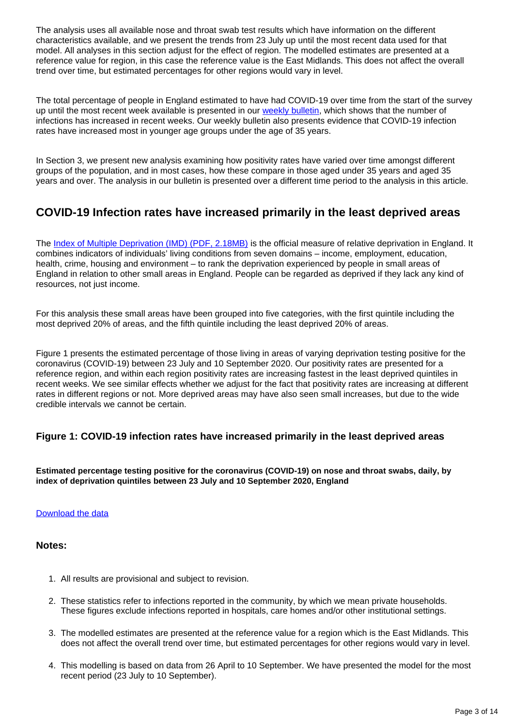The analysis uses all available nose and throat swab test results which have information on the different characteristics available, and we present the trends from 23 July up until the most recent data used for that model. All analyses in this section adjust for the effect of region. The modelled estimates are presented at a reference value for region, in this case the reference value is the East Midlands. This does not affect the overall trend over time, but estimated percentages for other regions would vary in level.

The total percentage of people in England estimated to have had COVID-19 over time from the start of the survey up until the most recent week available is presented in our weekly bulletin, which shows that the number of infections has increased in recent weeks. Our weekly bulletin also presents evidence that COVID-19 infection rates have increased most in younger age groups under the age of 35 years.

In Section 3, we present new analysis examining how positivity rates have varied over time amongst different groups of the population, and in most cases, how these compare in those aged under 35 years and aged 35 years and over. The analysis in our bulletin is presented over a different time period to the analysis in this article.

## COVID-19 Infection rates have increased primarily in the least deprived areas

The Index of Multiple Deprivation (IMD) (PDF, 2.18MB) is the official measure of relative deprivation in England. It combines indicators of individuals' living conditions from seven domains – income, employment, education, health, crime, housing and environment – to rank the deprivation experienced by people in small areas of England in relation to other small areas in England. People can be regarded as deprived if they lack any kind of resources, not just income.

For this analysis these small areas have been grouped into five categories, with the first quintile including the most deprived 20% of areas, and the fifth quintile including the least deprived 20% of areas.

Figure 1 presents the estimated percentage of those living in areas of varying deprivation testing positive for the coronavirus (COVID-19) between 23 July and 10 September 2020. Our positivity rates are presented for a reference region, and within each region positivity rates are increasing fastest in the least deprived quintiles in recent weeks. We see similar effects whether we adjust for the fact that positivity rates are increasing at different rates in different regions or not. More deprived areas may have also seen small increases, but due to the wide credible intervals we cannot be certain.

### Figure 1: COVID-19 infection rates have increased primarily in the least deprived areas

**Estimated percentage testing positive for the coronavirus (COVID-19) on nose and throat swabs, daily, by index of deprivation quintiles between 23 July and 10 September 2020, England**

Download the data

### Notes:

1. All results are provisional and subject to revision.
2. These statistics refer to infections reported in the community, by which we mean private households. These figures exclude infections reported in hospitals, care homes and/or other institutional settings.
3. The modelled estimates are presented at the reference value for a region which is the East Midlands. This does not affect the overall trend over time, but estimated percentages for other regions would vary in level.
4. This modelling is based on data from 26 April to 10 September. We have presented the model for the most recent period (23 July to 10 September).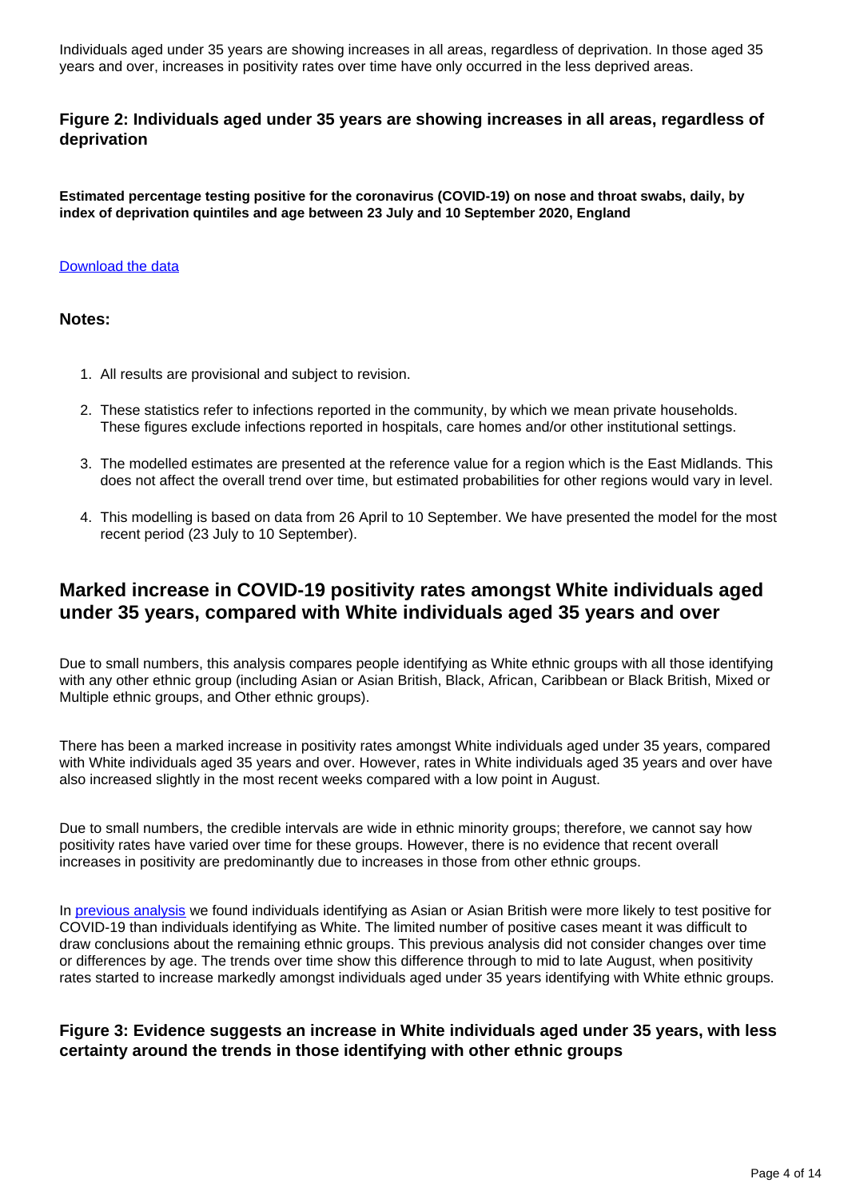Individuals aged under 35 years are showing increases in all areas, regardless of deprivation. In those aged 35 years and over, increases in positivity rates over time have only occurred in the less deprived areas.

### Figure 2: Individuals aged under 35 years are showing increases in all areas, regardless of deprivation

**Estimated percentage testing positive for the coronavirus (COVID-19) on nose and throat swabs, daily, by index of deprivation quintiles and age between 23 July and 10 September 2020, England**

[Download the data]

#### Notes:

1. All results are provisional and subject to revision.
2. These statistics refer to infections reported in the community, by which we mean private households. These figures exclude infections reported in hospitals, care homes and/or other institutional settings.
3. The modelled estimates are presented at the reference value for a region which is the East Midlands. This does not affect the overall trend over time, but estimated probabilities for other regions would vary in level.
4. This modelling is based on data from 26 April to 10 September. We have presented the model for the most recent period (23 July to 10 September).

## Marked increase in COVID-19 positivity rates amongst White individuals aged under 35 years, compared with White individuals aged 35 years and over

Due to small numbers, this analysis compares people identifying as White ethnic groups with all those identifying with any other ethnic group (including Asian or Asian British, Black, African, Caribbean or Black British, Mixed or Multiple ethnic groups, and Other ethnic groups).

There has been a marked increase in positivity rates amongst White individuals aged under 35 years, compared with White individuals aged 35 years and over. However, rates in White individuals aged 35 years and over have also increased slightly in the most recent weeks compared with a low point in August.

Due to small numbers, the credible intervals are wide in ethnic minority groups; therefore, we cannot say how positivity rates have varied over time for these groups. However, there is no evidence that recent overall increases in positivity are predominantly due to increases in those from other ethnic groups.

In [previous analysis] we found individuals identifying as Asian or Asian British were more likely to test positive for COVID-19 than individuals identifying as White. The limited number of positive cases meant it was difficult to draw conclusions about the remaining ethnic groups. This previous analysis did not consider changes over time or differences by age. The trends over time show this difference through to mid to late August, when positivity rates started to increase markedly amongst individuals aged under 35 years identifying with White ethnic groups.

### Figure 3: Evidence suggests an increase in White individuals aged under 35 years, with less certainty around the trends in those identifying with other ethnic groups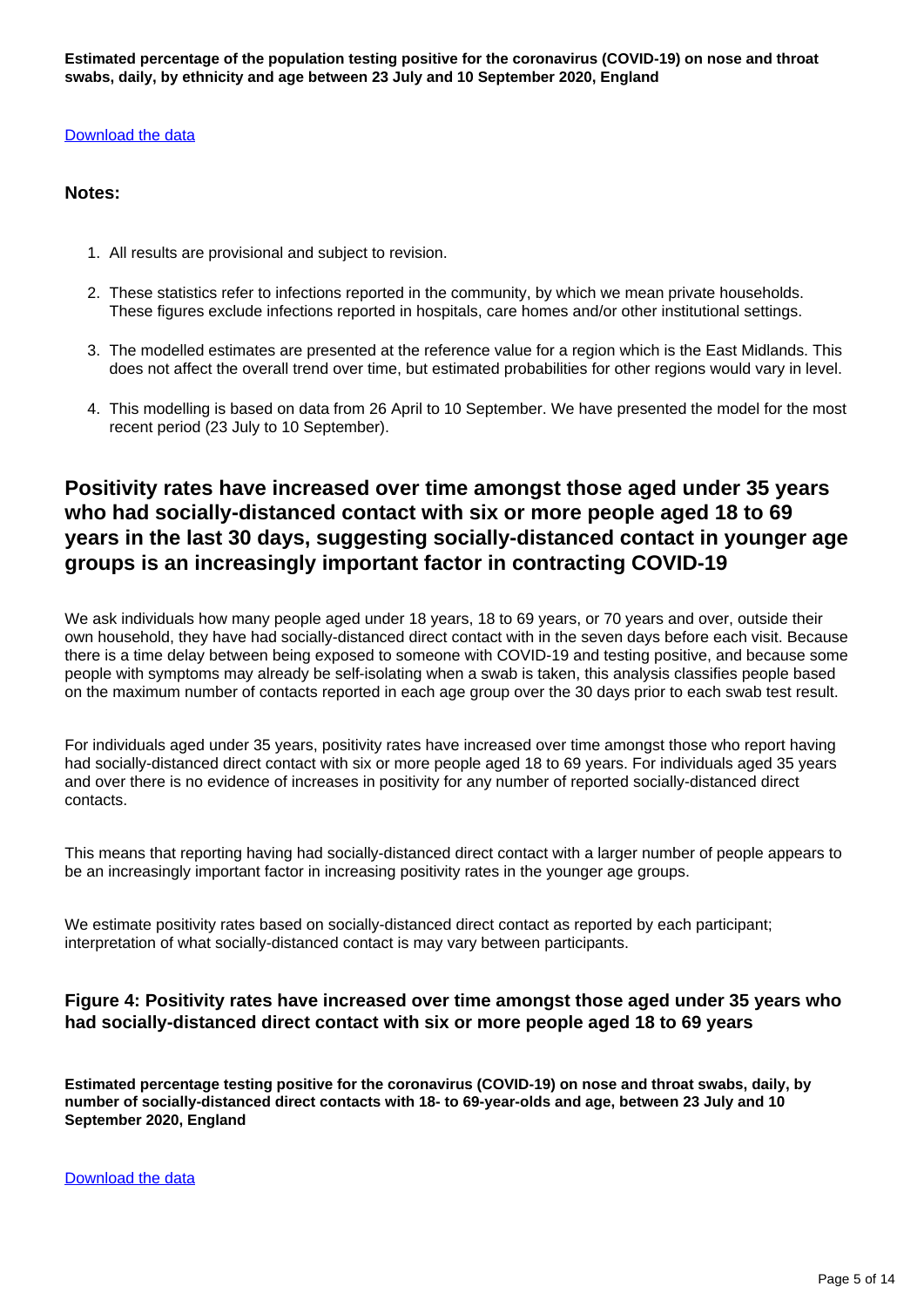**Estimated percentage of the population testing positive for the coronavirus (COVID-19) on nose and throat swabs, daily, by ethnicity and age between 23 July and 10 September 2020, England**

Download the data

### Notes:

1. All results are provisional and subject to revision.
2. These statistics refer to infections reported in the community, by which we mean private households. These figures exclude infections reported in hospitals, care homes and/or other institutional settings.
3. The modelled estimates are presented at the reference value for a region which is the East Midlands. This does not affect the overall trend over time, but estimated probabilities for other regions would vary in level.
4. This modelling is based on data from 26 April to 10 September. We have presented the model for the most recent period (23 July to 10 September).

## Positivity rates have increased over time amongst those aged under 35 years who had socially-distanced contact with six or more people aged 18 to 69 years in the last 30 days, suggesting socially-distanced contact in younger age groups is an increasingly important factor in contracting COVID-19

We ask individuals how many people aged under 18 years, 18 to 69 years, or 70 years and over, outside their own household, they have had socially-distanced direct contact with in the seven days before each visit. Because there is a time delay between being exposed to someone with COVID-19 and testing positive, and because some people with symptoms may already be self-isolating when a swab is taken, this analysis classifies people based on the maximum number of contacts reported in each age group over the 30 days prior to each swab test result.

For individuals aged under 35 years, positivity rates have increased over time amongst those who report having had socially-distanced direct contact with six or more people aged 18 to 69 years. For individuals aged 35 years and over there is no evidence of increases in positivity for any number of reported socially-distanced direct contacts.

This means that reporting having had socially-distanced direct contact with a larger number of people appears to be an increasingly important factor in increasing positivity rates in the younger age groups.

We estimate positivity rates based on socially-distanced direct contact as reported by each participant; interpretation of what socially-distanced contact is may vary between participants.

### Figure 4: Positivity rates have increased over time amongst those aged under 35 years who had socially-distanced direct contact with six or more people aged 18 to 69 years

**Estimated percentage testing positive for the coronavirus (COVID-19) on nose and throat swabs, daily, by number of socially-distanced direct contacts with 18- to 69-year-olds and age, between 23 July and 10 September 2020, England**

Download the data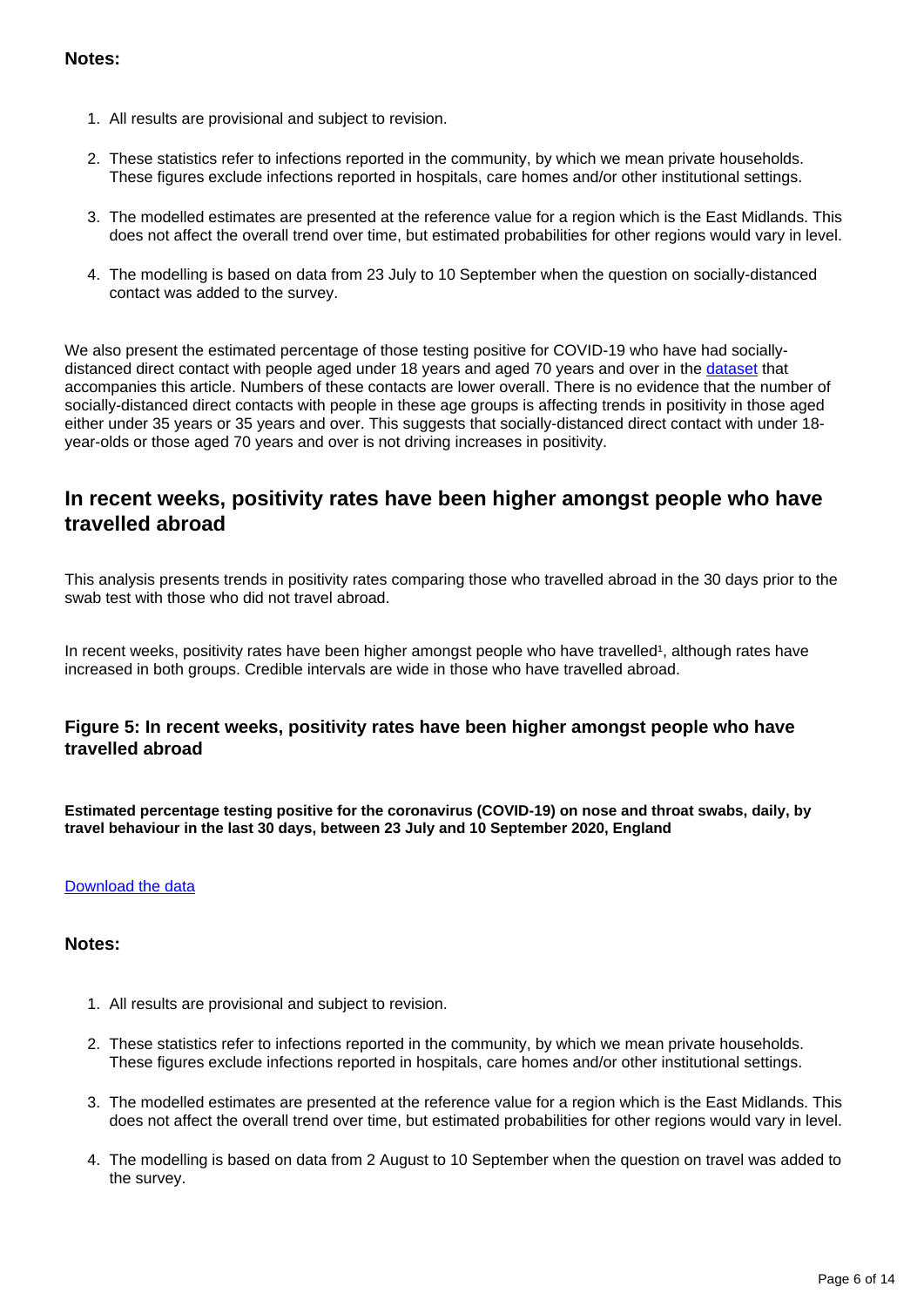**Notes:**

1. All results are provisional and subject to revision.
2. These statistics refer to infections reported in the community, by which we mean private households. These figures exclude infections reported in hospitals, care homes and/or other institutional settings.
3. The modelled estimates are presented at the reference value for a region which is the East Midlands. This does not affect the overall trend over time, but estimated probabilities for other regions would vary in level.
4. The modelling is based on data from 23 July to 10 September when the question on socially-distanced contact was added to the survey.

We also present the estimated percentage of those testing positive for COVID-19 who have had socially-distanced direct contact with people aged under 18 years and aged 70 years and over in the [dataset](#) that accompanies this article. Numbers of these contacts are lower overall. There is no evidence that the number of socially-distanced direct contacts with people in these age groups is affecting trends in positivity in those aged either under 35 years or 35 years and over. This suggests that socially-distanced direct contact with under 18-year-olds or those aged 70 years and over is not driving increases in positivity.

## In recent weeks, positivity rates have been higher amongst people who have travelled abroad

This analysis presents trends in positivity rates comparing those who travelled abroad in the 30 days prior to the swab test with those who did not travel abroad.

In recent weeks, positivity rates have been higher amongst people who have travelled[1], although rates have increased in both groups. Credible intervals are wide in those who have travelled abroad.

### Figure 5: In recent weeks, positivity rates have been higher amongst people who have travelled abroad

**Estimated percentage testing positive for the coronavirus (COVID-19) on nose and throat swabs, daily, by travel behaviour in the last 30 days, between 23 July and 10 September 2020, England**

[Download the data](#)

**Notes:**

1. All results are provisional and subject to revision.
2. These statistics refer to infections reported in the community, by which we mean private households. These figures exclude infections reported in hospitals, care homes and/or other institutional settings.
3. The modelled estimates are presented at the reference value for a region which is the East Midlands. This does not affect the overall trend over time, but estimated probabilities for other regions would vary in level.
4. The modelling is based on data from 2 August to 10 September when the question on travel was added to the survey.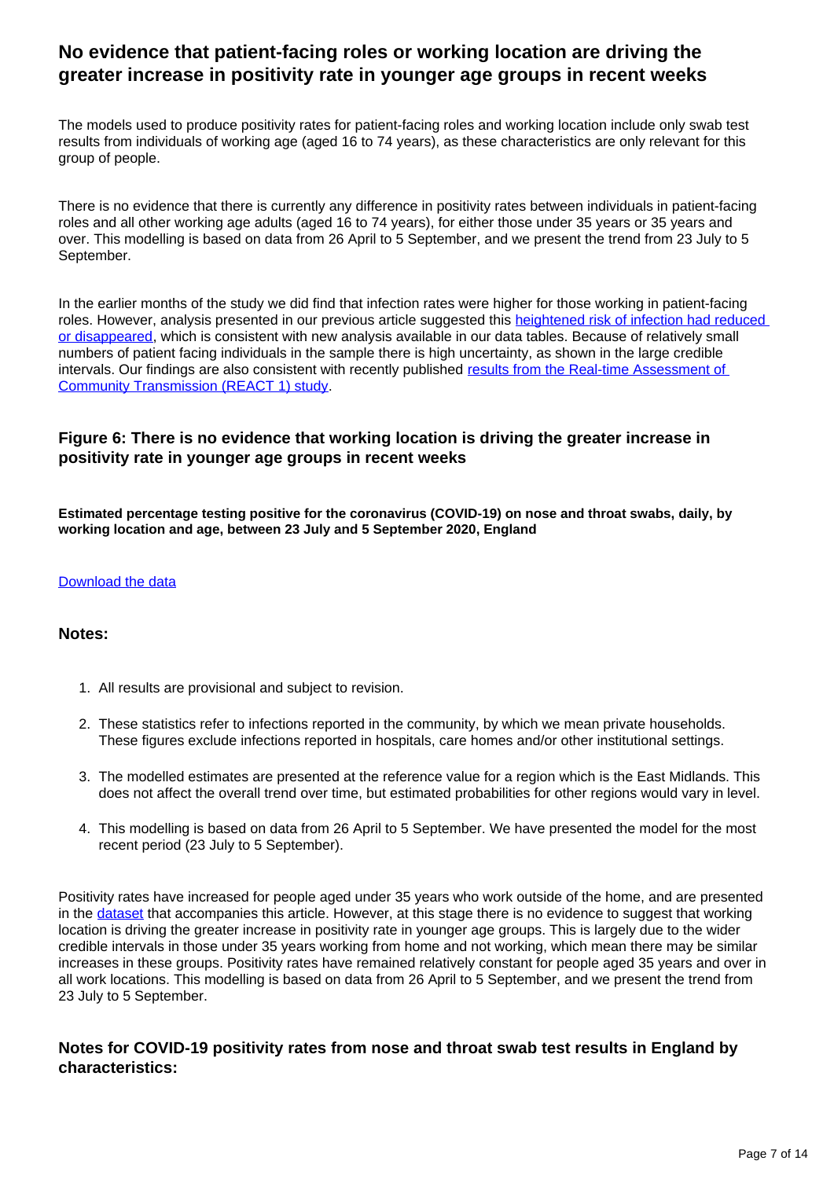## No evidence that patient-facing roles or working location are driving the greater increase in positivity rate in younger age groups in recent weeks

The models used to produce positivity rates for patient-facing roles and working location include only swab test results from individuals of working age (aged 16 to 74 years), as these characteristics are only relevant for this group of people.

There is no evidence that there is currently any difference in positivity rates between individuals in patient-facing roles and all other working age adults (aged 16 to 74 years), for either those under 35 years or 35 years and over. This modelling is based on data from 26 April to 5 September, and we present the trend from 23 July to 5 September.

In the earlier months of the study we did find that infection rates were higher for those working in patient-facing roles. However, analysis presented in our previous article suggested this [heightened risk of infection had reduced or disappeared](), which is consistent with new analysis available in our data tables. Because of relatively small numbers of patient facing individuals in the sample there is high uncertainty, as shown in the large credible intervals. Our findings are also consistent with recently published [results from the Real-time Assessment of Community Transmission (REACT 1) study]().

### Figure 6: There is no evidence that working location is driving the greater increase in positivity rate in younger age groups in recent weeks

**Estimated percentage testing positive for the coronavirus (COVID-19) on nose and throat swabs, daily, by working location and age, between 23 July and 5 September 2020, England**

[Download the data]()

### Notes:

1. All results are provisional and subject to revision.
2. These statistics refer to infections reported in the community, by which we mean private households. These figures exclude infections reported in hospitals, care homes and/or other institutional settings.
3. The modelled estimates are presented at the reference value for a region which is the East Midlands. This does not affect the overall trend over time, but estimated probabilities for other regions would vary in level.
4. This modelling is based on data from 26 April to 5 September. We have presented the model for the most recent period (23 July to 5 September).

Positivity rates have increased for people aged under 35 years who work outside of the home, and are presented in the [dataset]() that accompanies this article. However, at this stage there is no evidence to suggest that working location is driving the greater increase in positivity rate in younger age groups. This is largely due to the wider credible intervals in those under 35 years working from home and not working, which mean there may be similar increases in these groups. Positivity rates have remained relatively constant for people aged 35 years and over in all work locations. This modelling is based on data from 26 April to 5 September, and we present the trend from 23 July to 5 September.

### Notes for COVID-19 positivity rates from nose and throat swab test results in England by characteristics: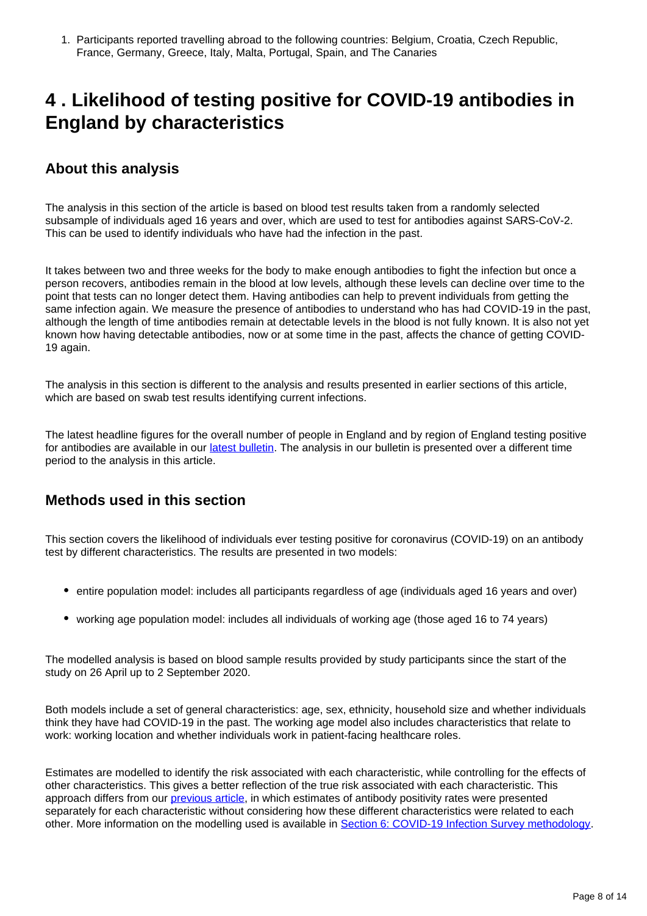1. Participants reported travelling abroad to the following countries: Belgium, Croatia, Czech Republic, France, Germany, Greece, Italy, Malta, Portugal, Spain, and The Canaries

# 4 . Likelihood of testing positive for COVID-19 antibodies in England by characteristics

## About this analysis

The analysis in this section of the article is based on blood test results taken from a randomly selected subsample of individuals aged 16 years and over, which are used to test for antibodies against SARS-CoV-2. This can be used to identify individuals who have had the infection in the past.

It takes between two and three weeks for the body to make enough antibodies to fight the infection but once a person recovers, antibodies remain in the blood at low levels, although these levels can decline over time to the point that tests can no longer detect them. Having antibodies can help to prevent individuals from getting the same infection again. We measure the presence of antibodies to understand who has had COVID-19 in the past, although the length of time antibodies remain at detectable levels in the blood is not fully known. It is also not yet known how having detectable antibodies, now or at some time in the past, affects the chance of getting COVID-19 again.

The analysis in this section is different to the analysis and results presented in earlier sections of this article, which are based on swab test results identifying current infections.

The latest headline figures for the overall number of people in England and by region of England testing positive for antibodies are available in our [latest bulletin](). The analysis in our bulletin is presented over a different time period to the analysis in this article.

## Methods used in this section

This section covers the likelihood of individuals ever testing positive for coronavirus (COVID-19) on an antibody test by different characteristics. The results are presented in two models:

- entire population model: includes all participants regardless of age (individuals aged 16 years and over)
- working age population model: includes all individuals of working age (those aged 16 to 74 years)

The modelled analysis is based on blood sample results provided by study participants since the start of the study on 26 April up to 2 September 2020.

Both models include a set of general characteristics: age, sex, ethnicity, household size and whether individuals think they have had COVID-19 in the past. The working age model also includes characteristics that relate to work: working location and whether individuals work in patient-facing healthcare roles.

Estimates are modelled to identify the risk associated with each characteristic, while controlling for the effects of other characteristics. This gives a better reflection of the true risk associated with each characteristic. This approach differs from our [previous article](), in which estimates of antibody positivity rates were presented separately for each characteristic without considering how these different characteristics were related to each other. More information on the modelling used is available in [Section 6: COVID-19 Infection Survey methodology]().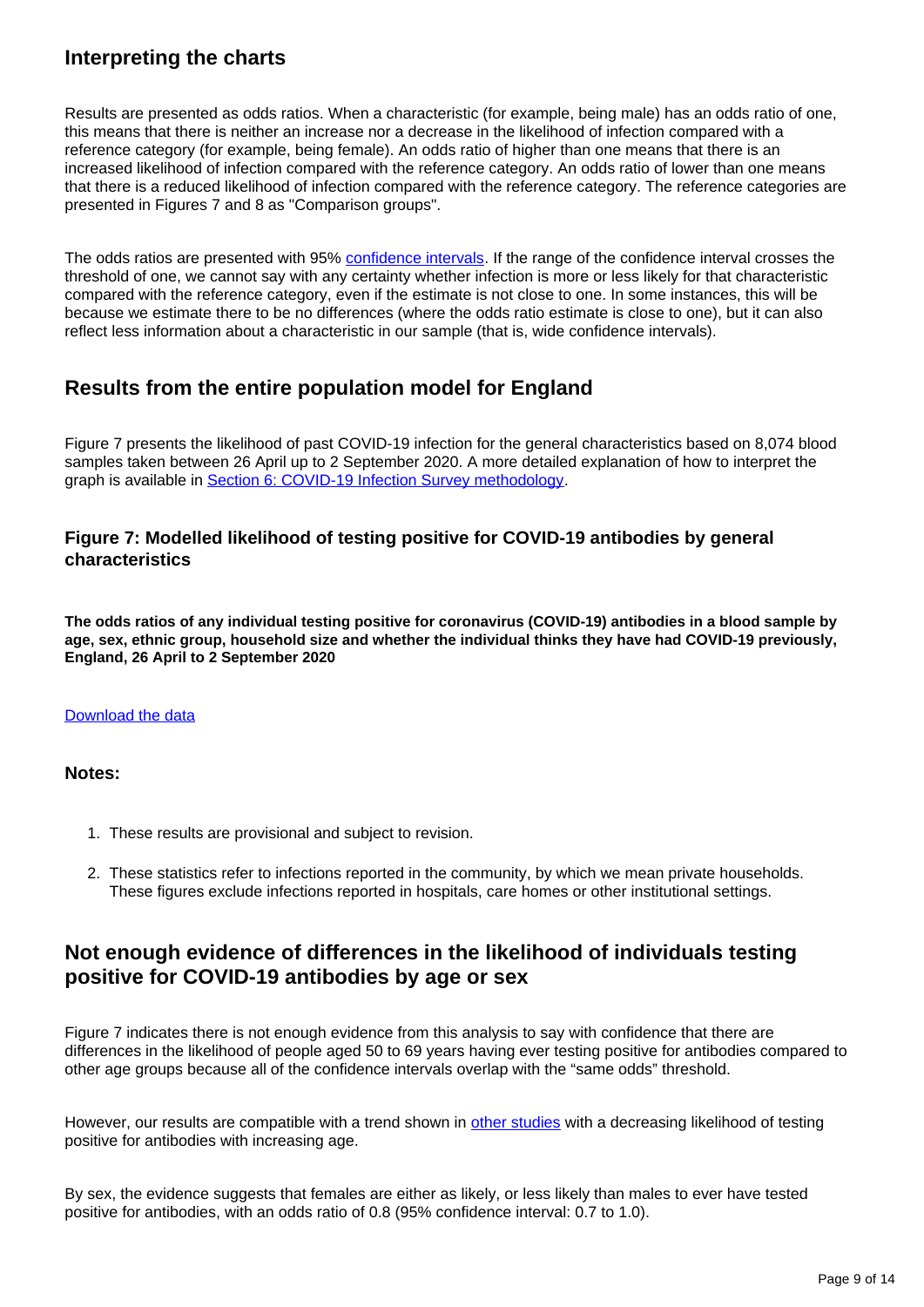## Interpreting the charts

Results are presented as odds ratios. When a characteristic (for example, being male) has an odds ratio of one, this means that there is neither an increase nor a decrease in the likelihood of infection compared with a reference category (for example, being female). An odds ratio of higher than one means that there is an increased likelihood of infection compared with the reference category. An odds ratio of lower than one means that there is a reduced likelihood of infection compared with the reference category. The reference categories are presented in Figures 7 and 8 as "Comparison groups".

The odds ratios are presented with 95% [confidence intervals](). If the range of the confidence interval crosses the threshold of one, we cannot say with any certainty whether infection is more or less likely for that characteristic compared with the reference category, even if the estimate is not close to one. In some instances, this will be because we estimate there to be no differences (where the odds ratio estimate is close to one), but it can also reflect less information about a characteristic in our sample (that is, wide confidence intervals).

## Results from the entire population model for England

Figure 7 presents the likelihood of past COVID-19 infection for the general characteristics based on 8,074 blood samples taken between 26 April up to 2 September 2020. A more detailed explanation of how to interpret the graph is available in [Section 6: COVID-19 Infection Survey methodology]().

### Figure 7: Modelled likelihood of testing positive for COVID-19 antibodies by general characteristics

**The odds ratios of any individual testing positive for coronavirus (COVID-19) antibodies in a blood sample by age, sex, ethnic group, household size and whether the individual thinks they have had COVID-19 previously, England, 26 April to 2 September 2020**

[Download the data]()

### Notes:

1. These results are provisional and subject to revision.
2. These statistics refer to infections reported in the community, by which we mean private households. These figures exclude infections reported in hospitals, care homes or other institutional settings.

## Not enough evidence of differences in the likelihood of individuals testing positive for COVID-19 antibodies by age or sex

Figure 7 indicates there is not enough evidence from this analysis to say with confidence that there are differences in the likelihood of people aged 50 to 69 years having ever testing positive for antibodies compared to other age groups because all of the confidence intervals overlap with the "same odds" threshold.

However, our results are compatible with a trend shown in [other studies]() with a decreasing likelihood of testing positive for antibodies with increasing age.

By sex, the evidence suggests that females are either as likely, or less likely than males to ever have tested positive for antibodies, with an odds ratio of 0.8 (95% confidence interval: 0.7 to 1.0).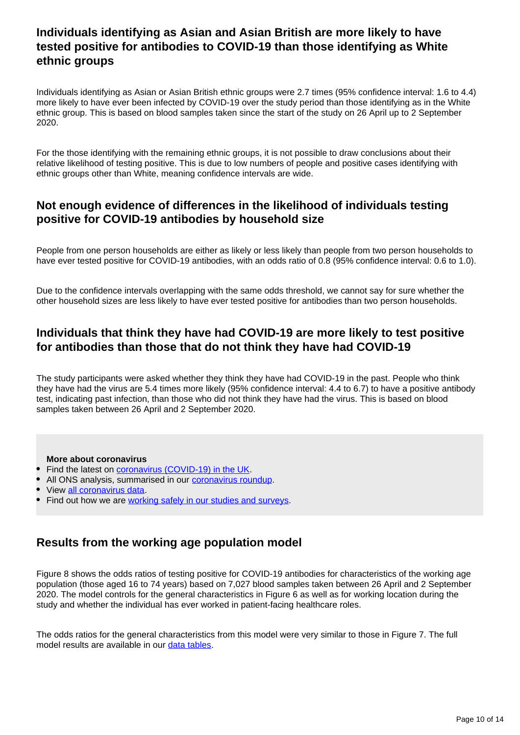### Individuals identifying as Asian and Asian British are more likely to have tested positive for antibodies to COVID-19 than those identifying as White ethnic groups

Individuals identifying as Asian or Asian British ethnic groups were 2.7 times (95% confidence interval: 1.6 to 4.4) more likely to have ever been infected by COVID-19 over the study period than those identifying as in the White ethnic group. This is based on blood samples taken since the start of the study on 26 April up to 2 September 2020.

For the those identifying with the remaining ethnic groups, it is not possible to draw conclusions about their relative likelihood of testing positive. This is due to low numbers of people and positive cases identifying with ethnic groups other than White, meaning confidence intervals are wide.

### Not enough evidence of differences in the likelihood of individuals testing positive for COVID-19 antibodies by household size

People from one person households are either as likely or less likely than people from two person households to have ever tested positive for COVID-19 antibodies, with an odds ratio of 0.8 (95% confidence interval: 0.6 to 1.0).

Due to the confidence intervals overlapping with the same odds threshold, we cannot say for sure whether the other household sizes are less likely to have ever tested positive for antibodies than two person households.

### Individuals that think they have had COVID-19 are more likely to test positive for antibodies than those that do not think they have had COVID-19

The study participants were asked whether they think they have had COVID-19 in the past. People who think they have had the virus are 5.4 times more likely (95% confidence interval: 4.4 to 6.7) to have a positive antibody test, indicating past infection, than those who did not think they have had the virus. This is based on blood samples taken between 26 April and 2 September 2020.

**More about coronavirus**

- Find the latest on coronavirus (COVID-19) in the UK.
- All ONS analysis, summarised in our coronavirus roundup.
- View all coronavirus data.
- Find out how we are working safely in our studies and surveys.

### Results from the working age population model

Figure 8 shows the odds ratios of testing positive for COVID-19 antibodies for characteristics of the working age population (those aged 16 to 74 years) based on 7,027 blood samples taken between 26 April and 2 September 2020. The model controls for the general characteristics in Figure 6 as well as for working location during the study and whether the individual has ever worked in patient-facing healthcare roles.

The odds ratios for the general characteristics from this model were very similar to those in Figure 7. The full model results are available in our data tables.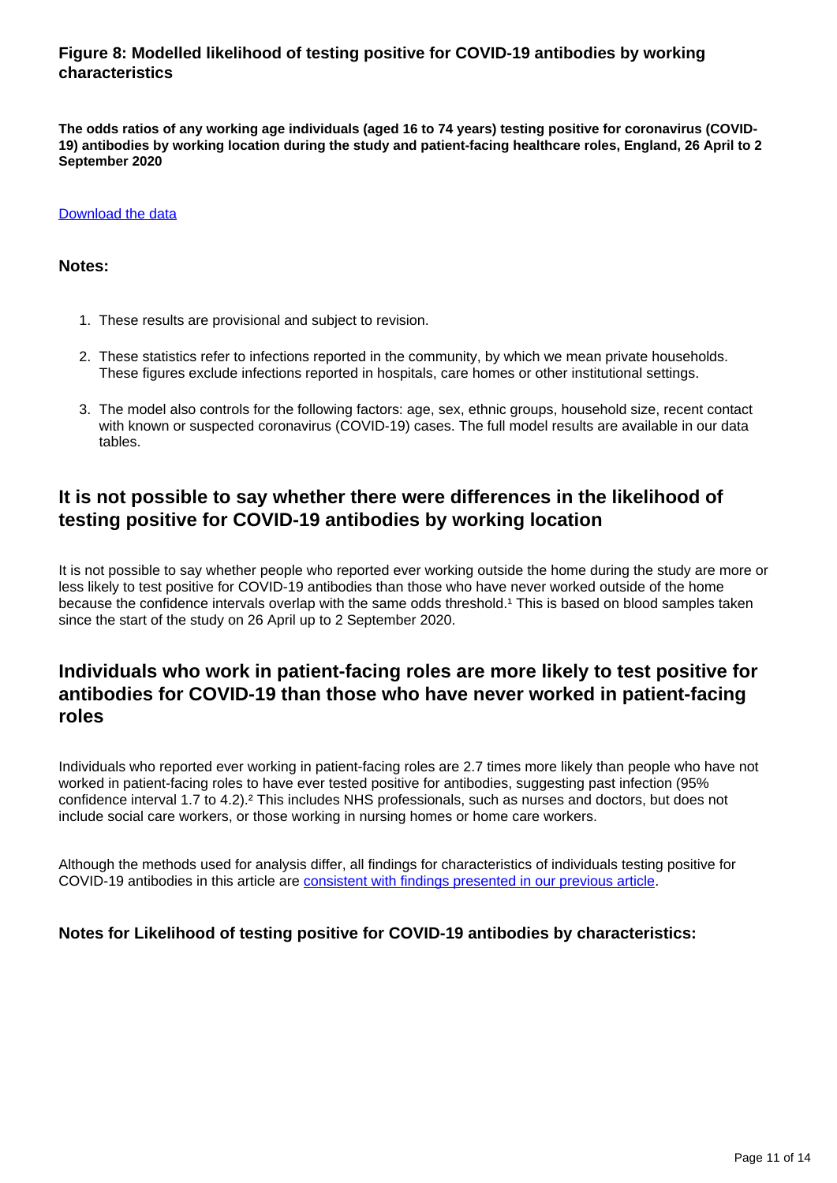### Figure 8: Modelled likelihood of testing positive for COVID-19 antibodies by working characteristics

**The odds ratios of any working age individuals (aged 16 to 74 years) testing positive for coronavirus (COVID-19) antibodies by working location during the study and patient-facing healthcare roles, England, 26 April to 2 September 2020**

[Download the data](#)

#### Notes:

1. These results are provisional and subject to revision.
2. These statistics refer to infections reported in the community, by which we mean private households. These figures exclude infections reported in hospitals, care homes or other institutional settings.
3. The model also controls for the following factors: age, sex, ethnic groups, household size, recent contact with known or suspected coronavirus (COVID-19) cases. The full model results are available in our data tables.

## It is not possible to say whether there were differences in the likelihood of testing positive for COVID-19 antibodies by working location

It is not possible to say whether people who reported ever working outside the home during the study are more or less likely to test positive for COVID-19 antibodies than those who have never worked outside of the home because the confidence intervals overlap with the same odds threshold.[1] This is based on blood samples taken since the start of the study on 26 April up to 2 September 2020.

## Individuals who work in patient-facing roles are more likely to test positive for antibodies for COVID-19 than those who have never worked in patient-facing roles

Individuals who reported ever working in patient-facing roles are 2.7 times more likely than people who have not worked in patient-facing roles to have ever tested positive for antibodies, suggesting past infection (95% confidence interval 1.7 to 4.2).[2] This includes NHS professionals, such as nurses and doctors, but does not include social care workers, or those working in nursing homes or home care workers.

Although the methods used for analysis differ, all findings for characteristics of individuals testing positive for COVID-19 antibodies in this article are [consistent with findings presented in our previous article](#).

#### Notes for Likelihood of testing positive for COVID-19 antibodies by characteristics: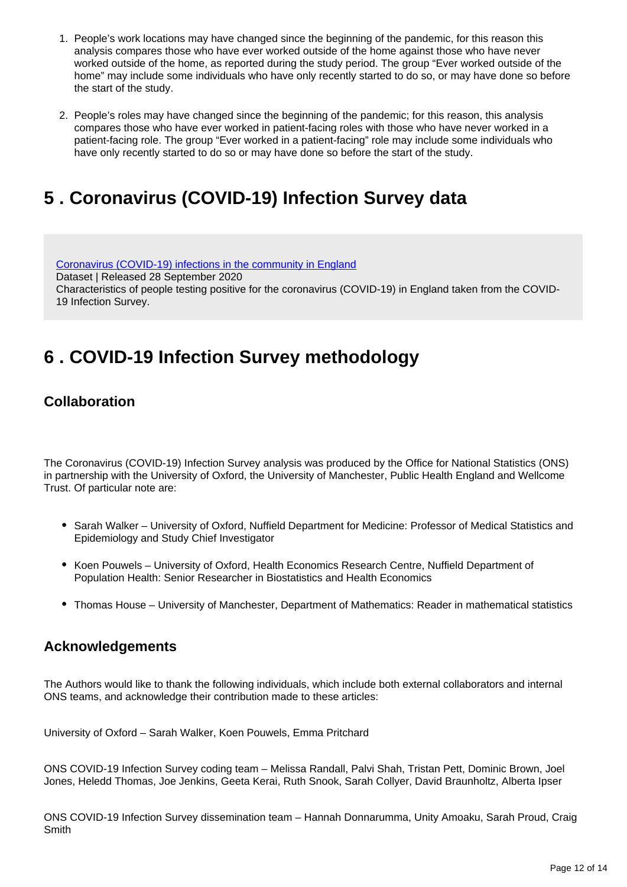1. People's work locations may have changed since the beginning of the pandemic, for this reason this analysis compares those who have ever worked outside of the home against those who have never worked outside of the home, as reported during the study period. The group "Ever worked outside of the home" may include some individuals who have only recently started to do so, or may have done so before the start of the study.

2. People's roles may have changed since the beginning of the pandemic; for this reason, this analysis compares those who have ever worked in patient-facing roles with those who have never worked in a patient-facing role. The group "Ever worked in a patient-facing" role may include some individuals who have only recently started to do so or may have done so before the start of the study.

## 5 . Coronavirus (COVID-19) Infection Survey data

[Coronavirus (COVID-19) infections in the community in England](#)
Dataset | Released 28 September 2020
Characteristics of people testing positive for the coronavirus (COVID-19) in England taken from the COVID-19 Infection Survey.

## 6 . COVID-19 Infection Survey methodology

### Collaboration

The Coronavirus (COVID-19) Infection Survey analysis was produced by the Office for National Statistics (ONS) in partnership with the University of Oxford, the University of Manchester, Public Health England and Wellcome Trust. Of particular note are:

- Sarah Walker – University of Oxford, Nuffield Department for Medicine: Professor of Medical Statistics and Epidemiology and Study Chief Investigator
- Koen Pouwels – University of Oxford, Health Economics Research Centre, Nuffield Department of Population Health: Senior Researcher in Biostatistics and Health Economics
- Thomas House – University of Manchester, Department of Mathematics: Reader in mathematical statistics

### Acknowledgements

The Authors would like to thank the following individuals, which include both external collaborators and internal ONS teams, and acknowledge their contribution made to these articles:

University of Oxford – Sarah Walker, Koen Pouwels, Emma Pritchard

ONS COVID-19 Infection Survey coding team – Melissa Randall, Palvi Shah, Tristan Pett, Dominic Brown, Joel Jones, Heledd Thomas, Joe Jenkins, Geeta Kerai, Ruth Snook, Sarah Collyer, David Braunholtz, Alberta Ipser

ONS COVID-19 Infection Survey dissemination team – Hannah Donnarumma, Unity Amoaku, Sarah Proud, Craig Smith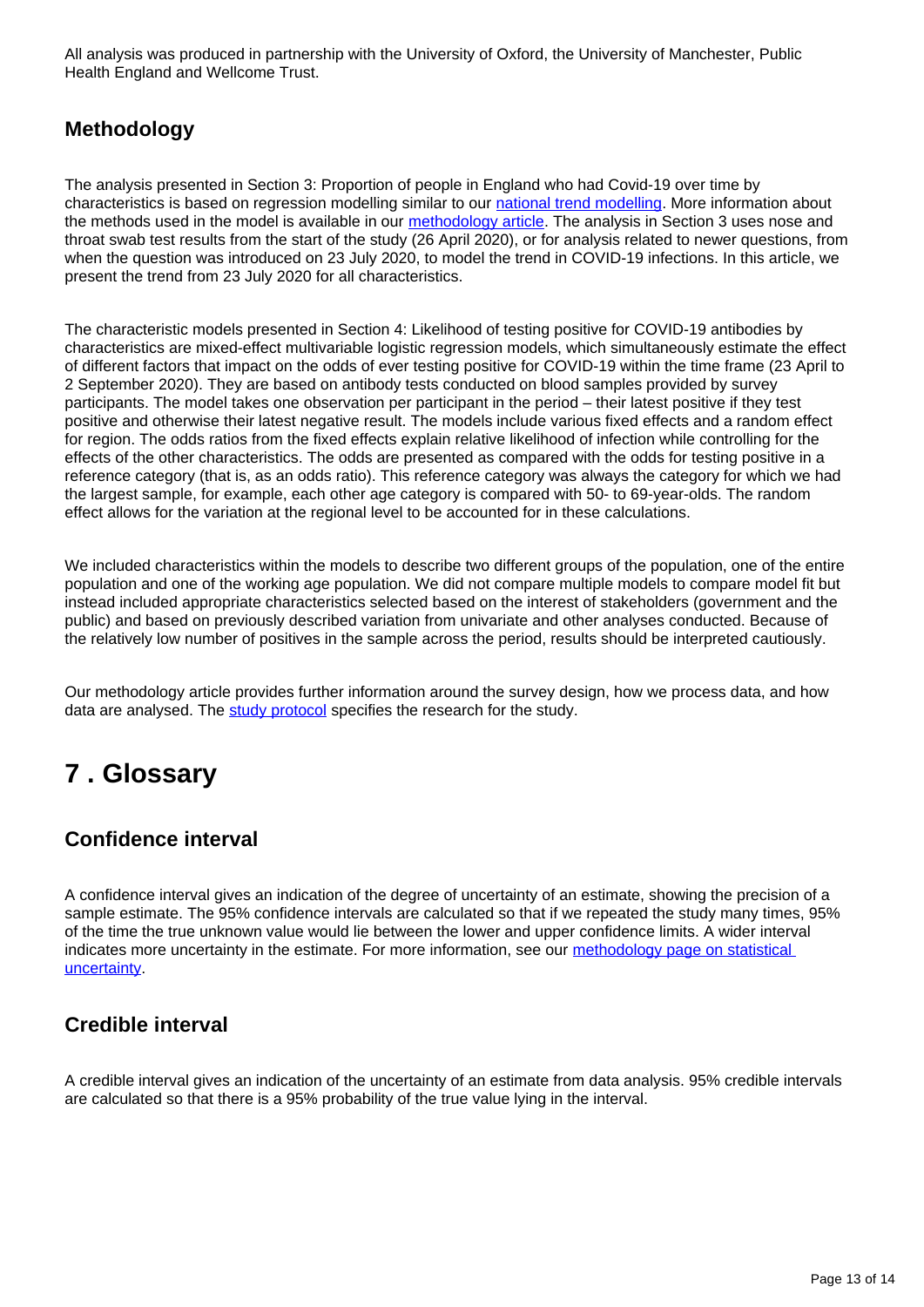All analysis was produced in partnership with the University of Oxford, the University of Manchester, Public Health England and Wellcome Trust.

### Methodology

The analysis presented in Section 3: Proportion of people in England who had Covid-19 over time by characteristics is based on regression modelling similar to our [national trend modelling](). More information about the methods used in the model is available in our [methodology article](). The analysis in Section 3 uses nose and throat swab test results from the start of the study (26 April 2020), or for analysis related to newer questions, from when the question was introduced on 23 July 2020, to model the trend in COVID-19 infections. In this article, we present the trend from 23 July 2020 for all characteristics.

The characteristic models presented in Section 4: Likelihood of testing positive for COVID-19 antibodies by characteristics are mixed-effect multivariable logistic regression models, which simultaneously estimate the effect of different factors that impact on the odds of ever testing positive for COVID-19 within the time frame (23 April to 2 September 2020). They are based on antibody tests conducted on blood samples provided by survey participants. The model takes one observation per participant in the period – their latest positive if they test positive and otherwise their latest negative result. The models include various fixed effects and a random effect for region. The odds ratios from the fixed effects explain relative likelihood of infection while controlling for the effects of the other characteristics. The odds are presented as compared with the odds for testing positive in a reference category (that is, as an odds ratio). This reference category was always the category for which we had the largest sample, for example, each other age category is compared with 50- to 69-year-olds. The random effect allows for the variation at the regional level to be accounted for in these calculations.

We included characteristics within the models to describe two different groups of the population, one of the entire population and one of the working age population. We did not compare multiple models to compare model fit but instead included appropriate characteristics selected based on the interest of stakeholders (government and the public) and based on previously described variation from univariate and other analyses conducted. Because of the relatively low number of positives in the sample across the period, results should be interpreted cautiously.

Our methodology article provides further information around the survey design, how we process data, and how data are analysed. The [study protocol]() specifies the research for the study.

# 7 . Glossary

### Confidence interval

A confidence interval gives an indication of the degree of uncertainty of an estimate, showing the precision of a sample estimate. The 95% confidence intervals are calculated so that if we repeated the study many times, 95% of the time the true unknown value would lie between the lower and upper confidence limits. A wider interval indicates more uncertainty in the estimate. For more information, see our [methodology page on statistical uncertainty]().

### Credible interval

A credible interval gives an indication of the uncertainty of an estimate from data analysis. 95% credible intervals are calculated so that there is a 95% probability of the true value lying in the interval.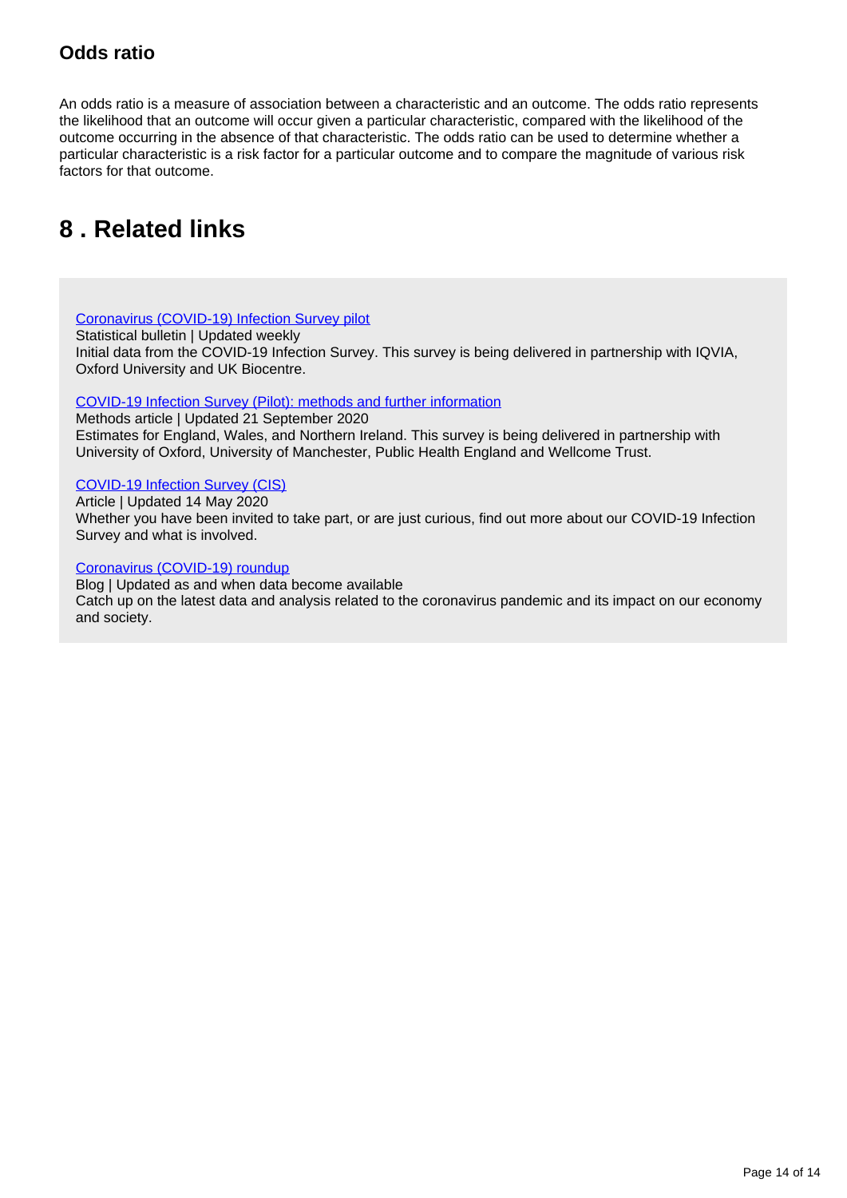### Odds ratio

An odds ratio is a measure of association between a characteristic and an outcome. The odds ratio represents the likelihood that an outcome will occur given a particular characteristic, compared with the likelihood of the outcome occurring in the absence of that characteristic. The odds ratio can be used to determine whether a particular characteristic is a risk factor for a particular outcome and to compare the magnitude of various risk factors for that outcome.

## 8 . Related links

[Coronavirus (COVID-19) Infection Survey pilot]
Statistical bulletin | Updated weekly
Initial data from the COVID-19 Infection Survey. This survey is being delivered in partnership with IQVIA, Oxford University and UK Biocentre.

[COVID-19 Infection Survey (Pilot): methods and further information]
Methods article | Updated 21 September 2020
Estimates for England, Wales, and Northern Ireland. This survey is being delivered in partnership with University of Oxford, University of Manchester, Public Health England and Wellcome Trust.

[COVID-19 Infection Survey (CIS)]
Article | Updated 14 May 2020
Whether you have been invited to take part, or are just curious, find out more about our COVID-19 Infection Survey and what is involved.

[Coronavirus (COVID-19) roundup]
Blog | Updated as and when data become available
Catch up on the latest data and analysis related to the coronavirus pandemic and its impact on our economy and society.